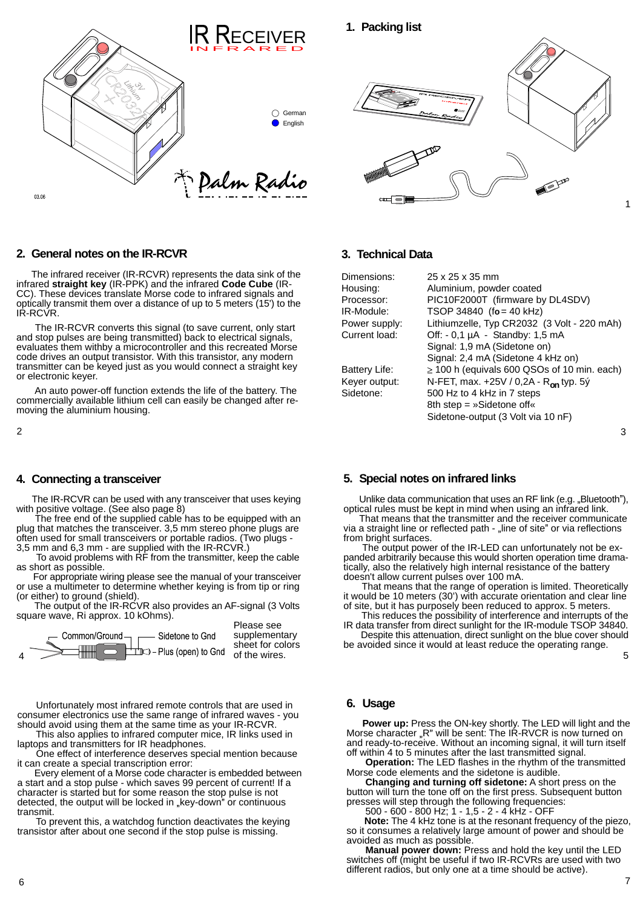# IR RECEIVER

INFRARED

German
English

Palm Radio

03.06

## 1. Packing list

## 2. General notes on the IR-RCVR

The infrared receiver (IR-RCVR) represents the data sink of the infrared **straight key** (IR-PPK) and the infrared **Code Cube** (IR-CC). These devices translate Morse code to infrared signals and optically transmit them over a distance of up to 5 meters (15') to the IR-RCVR.

The IR-RCVR converts this signal (to save current, only start and stop pulses are being transmitted) back to electrical signals, evaluates them withby a microcontroller and this recreated Morse code drives an output transistor. With this transistor, any modern transmitter can be keyed just as you would connect a straight key or electronic keyer.

An auto power-off function extends the life of the battery. The commercially available lithium cell can easily be changed after removing the aluminium housing.

## 3. Technical Data

| | |
|---|---|
| Dimensions: | 25 x 25 x 35 mm |
| Housing: | Aluminium, powder coated |
| Processor: | PIC10F2000T (firmware by DL4SDV) |
| IR-Module: | TSOP 34840 ($f_o$ = 40 kHz) |
| Power supply: | Lithiumzelle, Typ CR2032 (3 Volt - 220 mAh) |
| Current load: | Off: - 0,1 µA - Standby: 1,5 mA |
| | Signal: 1,9 mA (Sidetone on) |
| | Signal: 2,4 mA (Sidetone 4 kHz on) |
| Battery Life: | ≥ 100 h (equivals 600 QSOs of 10 min. each) |
| Keyer output: | N-FET, max. +25V / 0,2A - $R_{on}$ typ. 5ý |
| Sidetone: | 500 Hz to 4 kHz in 7 steps |
| | 8th step = »Sidetone off« |
| | Sidetone-output (3 Volt via 10 nF) |

## 4. Connecting a transceiver

The IR-RCVR can be used with any transceiver that uses keying with positive voltage. (See also page 8)

The free end of the supplied cable has to be equipped with an plug that matches the transceiver. 3,5 mm stereo phone plugs are often used for small transceivers or portable radios. (Two plugs - 3,5 mm and 6,3 mm - are supplied with the IR-RCVR.)

To avoid problems with RF from the transmitter, keep the cable as short as possible.

For appropriate wiring please see the manual of your transceiver or use a multimeter to determine whether keying is from tip or ring (or either) to ground (shield).

The output of the IR-RCVR also provides an AF-signal (3 Volts square wave, Ri approx. 10 kOhms).

Common/Ground — Sidetone to Gnd — Plus (open) to Gnd

Please see supplementary sheet for colors of the wires.

## 5. Special notes on infrared links

Unlike data communication that uses an RF link (e.g. „Bluetooth"), optical rules must be kept in mind when using an infrared link.

That means that the transmitter and the receiver communicate via a straight line or reflected path - „line of site" or via reflections from bright surfaces.

The output power of the IR-LED can unfortunately not be expanded arbitrarily because this would shorten operation time dramatically, also the relatively high internal resistance of the battery doesn't allow current pulses over 100 mA.

That means that the range of operation is limited. Theoretically it would be 10 meters (30') with accurate orientation and clear line of site, but it has purposely been reduced to approx. 5 meters.

This reduces the possibility of interference and interrupts of the IR data transfer from direct sunlight for the IR-module TSOP 34840.

Despite this attenuation, direct sunlight on the blue cover should be avoided since it would at least reduce the operating range.

Unfortunately most infrared remote controls that are used in consumer electronics use the same range of infrared waves - you should avoid using them at the same time as your IR-RCVR.

This also applies to infrared computer mice, IR links used in laptops and transmitters for IR headphones.

One effect of interference deserves special mention because it can create a special transcription error:

Every element of a Morse code character is embedded between a start and a stop pulse - which saves 99 percent of current! If a character is started but for some reason the stop pulse is not detected, the output will be locked in „key-down" or continuous transmit.

To prevent this, a watchdog function deactivates the keying transistor after about one second if the stop pulse is missing.

## 6. Usage

**Power up:** Press the ON-key shortly. The LED will light and the Morse character „R" will be sent: The IR-RCVR is now turned on and ready-to-receive. Without an incoming signal, it will turn itself off within 4 to 5 minutes after the last transmitted signal.

**Operation:** The LED flashes in the rhythm of the transmitted Morse code elements and the sidetone is audible.

**Changing and turning off sidetone:** A short press on the button will turn the tone off on the first press. Subsequent button presses will step through the following frequencies:

500 - 600 - 800 Hz; 1 - 1,5 - 2 - 4 kHz - OFF

**Note:** The 4 kHz tone is at the resonant frequency of the piezo, so it consumes a relatively large amount of power and should be avoided as much as possible.

**Manual power down:** Press and hold the key until the LED switches off (might be useful if two IR-RCVRs are used with two different radios, but only one at a time should be active).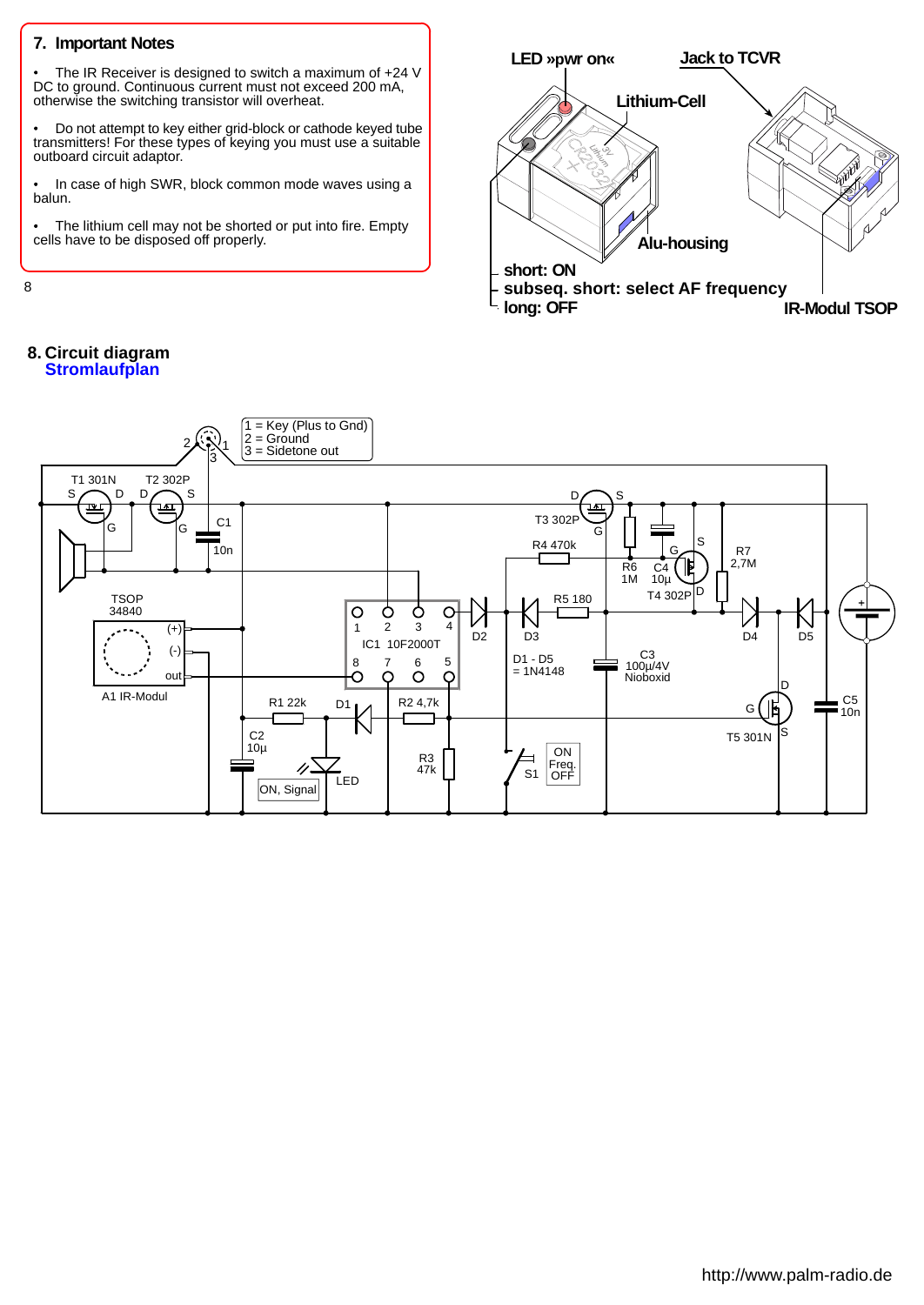## 7. Important Notes

- The IR Receiver is designed to switch a maximum of +24 V DC to ground. Continuous current must not exceed 200 mA, otherwise the switching transistor will overheat.
- Do not attempt to key either grid-block or cathode keyed tube transmitters! For these types of keying you must use a suitable outboard circuit adaptor.
- In case of high SWR, block common mode waves using a balun.
- The lithium cell may not be shorted or put into fire. Empty cells have to be disposed off properly.

LED »pwr on«

Jack to TCVR

Lithium-Cell

Alu-housing

short: ON

subseq. short: select AF frequency

long: OFF

IR-Modul TSOP

## 8. Circuit diagram

**Stromlaufplan**

1 = Key (Plus to Gnd)
2 = Ground
3 = Sidetone out

T1 301N, T2 302P, C1 10n, TSOP 34840, A1 IR-Modul, IC1 10F2000T, D2, D3, R5 180, D1 - D5 = 1N4148, T3 302P, R4 470k, R6 1M, C4 10µ, T4 302P, R7 2,7M, C3 100µ/4V Nioboxid, D4, D5, T5 301N, C5 10n, R1 22k, D1, R2 4,7k, C2 10µ, LED, ON, Signal, R3 47k, S1, ON Freq. OFF

http://www.palm-radio.de